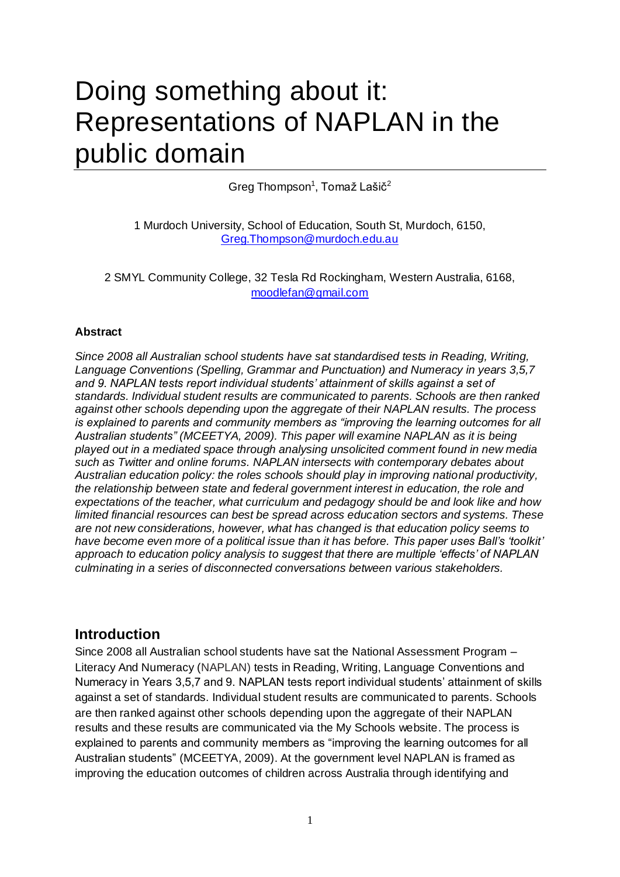# Doing something about it: Representations of NAPLAN in the public domain

Greg Thompson[1], Tomaž Lašič[2]

1 Murdoch University, School of Education, South St, Murdoch, 6150, Greg.Thompson@murdoch.edu.au

2 SMYL Community College, 32 Tesla Rd Rockingham, Western Australia, 6168, moodlefan@gmail.com

**Abstract**

*Since 2008 all Australian school students have sat standardised tests in Reading, Writing, Language Conventions (Spelling, Grammar and Punctuation) and Numeracy in years 3,5,7 and 9. NAPLAN tests report individual students' attainment of skills against a set of standards. Individual student results are communicated to parents. Schools are then ranked against other schools depending upon the aggregate of their NAPLAN results. The process is explained to parents and community members as "improving the learning outcomes for all Australian students" (MCEETYA, 2009). This paper will examine NAPLAN as it is being played out in a mediated space through analysing unsolicited comment found in new media such as Twitter and online forums. NAPLAN intersects with contemporary debates about Australian education policy: the roles schools should play in improving national productivity, the relationship between state and federal government interest in education, the role and expectations of the teacher, what curriculum and pedagogy should be and look like and how limited financial resources can best be spread across education sectors and systems. These are not new considerations, however, what has changed is that education policy seems to have become even more of a political issue than it has before. This paper uses Ball's 'toolkit' approach to education policy analysis to suggest that there are multiple 'effects' of NAPLAN culminating in a series of disconnected conversations between various stakeholders.*

## Introduction

Since 2008 all Australian school students have sat the National Assessment Program – Literacy And Numeracy (NAPLAN) tests in Reading, Writing, Language Conventions and Numeracy in Years 3,5,7 and 9. NAPLAN tests report individual students' attainment of skills against a set of standards. Individual student results are communicated to parents. Schools are then ranked against other schools depending upon the aggregate of their NAPLAN results and these results are communicated via the My Schools website. The process is explained to parents and community members as "improving the learning outcomes for all Australian students" (MCEETYA, 2009). At the government level NAPLAN is framed as improving the education outcomes of children across Australia through identifying and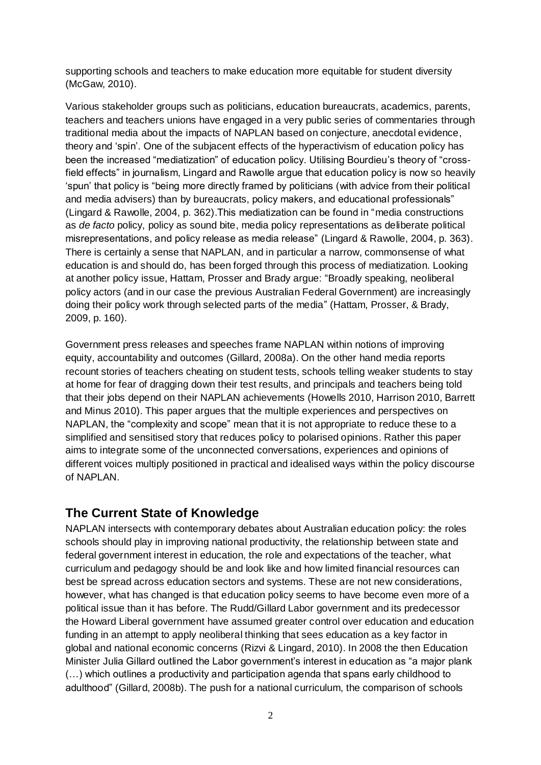supporting schools and teachers to make education more equitable for student diversity (McGaw, 2010).

Various stakeholder groups such as politicians, education bureaucrats, academics, parents, teachers and teachers unions have engaged in a very public series of commentaries through traditional media about the impacts of NAPLAN based on conjecture, anecdotal evidence, theory and 'spin'. One of the subjacent effects of the hyperactivism of education policy has been the increased "mediatization" of education policy. Utilising Bourdieu's theory of "cross-field effects" in journalism, Lingard and Rawolle argue that education policy is now so heavily 'spun' that policy is "being more directly framed by politicians (with advice from their political and media advisers) than by bureaucrats, policy makers, and educational professionals" (Lingard & Rawolle, 2004, p. 362).This mediatization can be found in "media constructions as *de facto* policy, policy as sound bite, media policy representations as deliberate political misrepresentations, and policy release as media release" (Lingard & Rawolle, 2004, p. 363). There is certainly a sense that NAPLAN, and in particular a narrow, commonsense of what education is and should do, has been forged through this process of mediatization. Looking at another policy issue, Hattam, Prosser and Brady argue: "Broadly speaking, neoliberal policy actors (and in our case the previous Australian Federal Government) are increasingly doing their policy work through selected parts of the media" (Hattam, Prosser, & Brady, 2009, p. 160).

Government press releases and speeches frame NAPLAN within notions of improving equity, accountability and outcomes (Gillard, 2008a). On the other hand media reports recount stories of teachers cheating on student tests, schools telling weaker students to stay at home for fear of dragging down their test results, and principals and teachers being told that their jobs depend on their NAPLAN achievements (Howells 2010, Harrison 2010, Barrett and Minus 2010). This paper argues that the multiple experiences and perspectives on NAPLAN, the "complexity and scope" mean that it is not appropriate to reduce these to a simplified and sensitised story that reduces policy to polarised opinions. Rather this paper aims to integrate some of the unconnected conversations, experiences and opinions of different voices multiply positioned in practical and idealised ways within the policy discourse of NAPLAN.

## The Current State of Knowledge

NAPLAN intersects with contemporary debates about Australian education policy: the roles schools should play in improving national productivity, the relationship between state and federal government interest in education, the role and expectations of the teacher, what curriculum and pedagogy should be and look like and how limited financial resources can best be spread across education sectors and systems. These are not new considerations, however, what has changed is that education policy seems to have become even more of a political issue than it has before. The Rudd/Gillard Labor government and its predecessor the Howard Liberal government have assumed greater control over education and education funding in an attempt to apply neoliberal thinking that sees education as a key factor in global and national economic concerns (Rizvi & Lingard, 2010). In 2008 the then Education Minister Julia Gillard outlined the Labor government's interest in education as "a major plank (…) which outlines a productivity and participation agenda that spans early childhood to adulthood" (Gillard, 2008b). The push for a national curriculum, the comparison of schools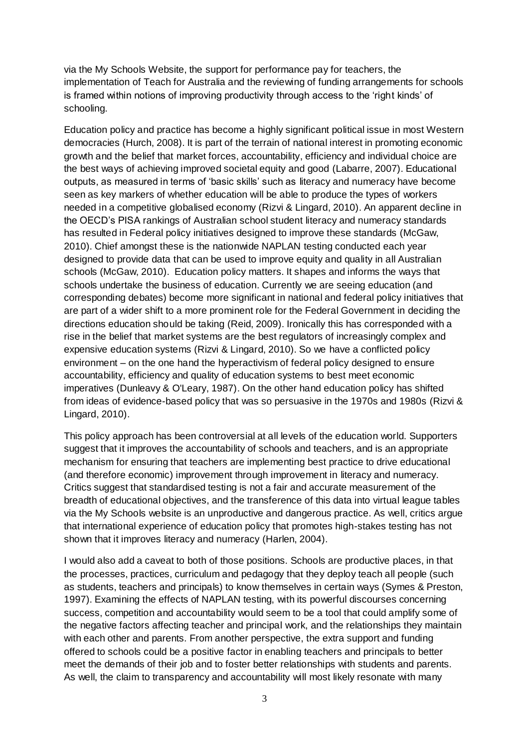via the My Schools Website, the support for performance pay for teachers, the implementation of Teach for Australia and the reviewing of funding arrangements for schools is framed within notions of improving productivity through access to the 'right kinds' of schooling.

Education policy and practice has become a highly significant political issue in most Western democracies (Hurch, 2008). It is part of the terrain of national interest in promoting economic growth and the belief that market forces, accountability, efficiency and individual choice are the best ways of achieving improved societal equity and good (Labarre, 2007). Educational outputs, as measured in terms of 'basic skills' such as literacy and numeracy have become seen as key markers of whether education will be able to produce the types of workers needed in a competitive globalised economy (Rizvi & Lingard, 2010). An apparent decline in the OECD's PISA rankings of Australian school student literacy and numeracy standards has resulted in Federal policy initiatives designed to improve these standards (McGaw, 2010). Chief amongst these is the nationwide NAPLAN testing conducted each year designed to provide data that can be used to improve equity and quality in all Australian schools (McGaw, 2010). Education policy matters. It shapes and informs the ways that schools undertake the business of education. Currently we are seeing education (and corresponding debates) become more significant in national and federal policy initiatives that are part of a wider shift to a more prominent role for the Federal Government in deciding the directions education should be taking (Reid, 2009). Ironically this has corresponded with a rise in the belief that market systems are the best regulators of increasingly complex and expensive education systems (Rizvi & Lingard, 2010). So we have a conflicted policy environment – on the one hand the hyperactivism of federal policy designed to ensure accountability, efficiency and quality of education systems to best meet economic imperatives (Dunleavy & O'Leary, 1987). On the other hand education policy has shifted from ideas of evidence-based policy that was so persuasive in the 1970s and 1980s (Rizvi & Lingard, 2010).

This policy approach has been controversial at all levels of the education world. Supporters suggest that it improves the accountability of schools and teachers, and is an appropriate mechanism for ensuring that teachers are implementing best practice to drive educational (and therefore economic) improvement through improvement in literacy and numeracy. Critics suggest that standardised testing is not a fair and accurate measurement of the breadth of educational objectives, and the transference of this data into virtual league tables via the My Schools website is an unproductive and dangerous practice. As well, critics argue that international experience of education policy that promotes high-stakes testing has not shown that it improves literacy and numeracy (Harlen, 2004).

I would also add a caveat to both of those positions. Schools are productive places, in that the processes, practices, curriculum and pedagogy that they deploy teach all people (such as students, teachers and principals) to know themselves in certain ways (Symes & Preston, 1997). Examining the effects of NAPLAN testing, with its powerful discourses concerning success, competition and accountability would seem to be a tool that could amplify some of the negative factors affecting teacher and principal work, and the relationships they maintain with each other and parents. From another perspective, the extra support and funding offered to schools could be a positive factor in enabling teachers and principals to better meet the demands of their job and to foster better relationships with students and parents. As well, the claim to transparency and accountability will most likely resonate with many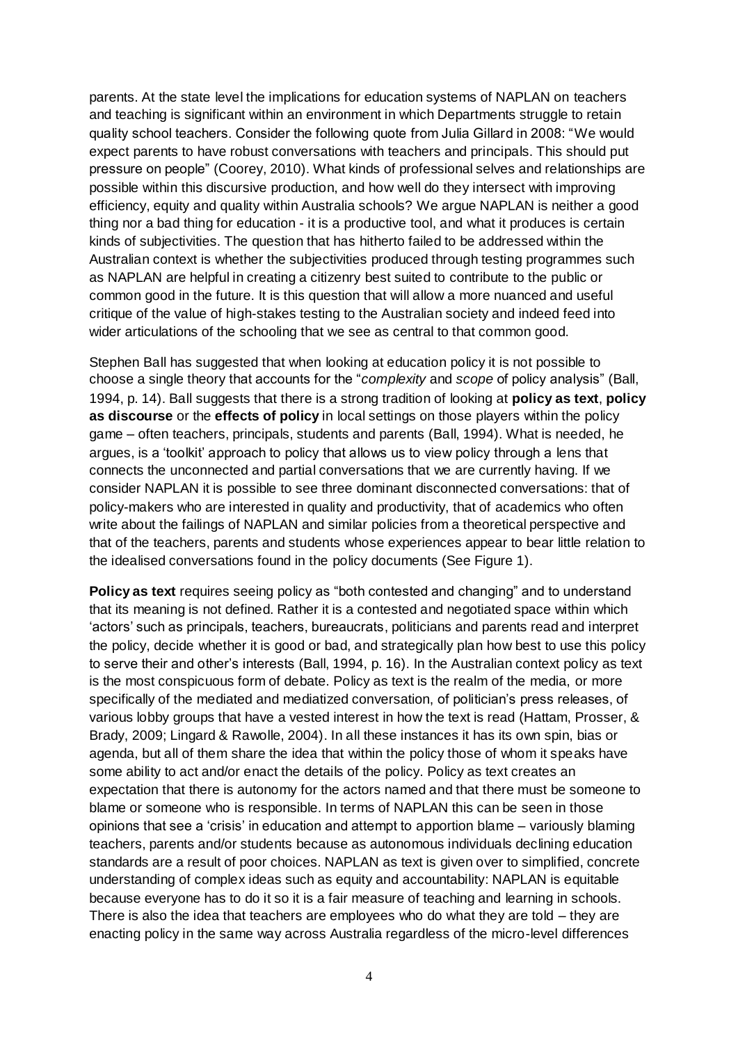parents. At the state level the implications for education systems of NAPLAN on teachers and teaching is significant within an environment in which Departments struggle to retain quality school teachers. Consider the following quote from Julia Gillard in 2008: "We would expect parents to have robust conversations with teachers and principals. This should put pressure on people" (Coorey, 2010). What kinds of professional selves and relationships are possible within this discursive production, and how well do they intersect with improving efficiency, equity and quality within Australia schools? We argue NAPLAN is neither a good thing nor a bad thing for education - it is a productive tool, and what it produces is certain kinds of subjectivities. The question that has hitherto failed to be addressed within the Australian context is whether the subjectivities produced through testing programmes such as NAPLAN are helpful in creating a citizenry best suited to contribute to the public or common good in the future. It is this question that will allow a more nuanced and useful critique of the value of high-stakes testing to the Australian society and indeed feed into wider articulations of the schooling that we see as central to that common good.

Stephen Ball has suggested that when looking at education policy it is not possible to choose a single theory that accounts for the "*complexity* and *scope* of policy analysis" (Ball, 1994, p. 14). Ball suggests that there is a strong tradition of looking at **policy as text**, **policy as discourse** or the **effects of policy** in local settings on those players within the policy game – often teachers, principals, students and parents (Ball, 1994). What is needed, he argues, is a 'toolkit' approach to policy that allows us to view policy through a lens that connects the unconnected and partial conversations that we are currently having. If we consider NAPLAN it is possible to see three dominant disconnected conversations: that of policy-makers who are interested in quality and productivity, that of academics who often write about the failings of NAPLAN and similar policies from a theoretical perspective and that of the teachers, parents and students whose experiences appear to bear little relation to the idealised conversations found in the policy documents (See Figure 1).

**Policy as text** requires seeing policy as "both contested and changing" and to understand that its meaning is not defined. Rather it is a contested and negotiated space within which 'actors' such as principals, teachers, bureaucrats, politicians and parents read and interpret the policy, decide whether it is good or bad, and strategically plan how best to use this policy to serve their and other's interests (Ball, 1994, p. 16). In the Australian context policy as text is the most conspicuous form of debate. Policy as text is the realm of the media, or more specifically of the mediated and mediatized conversation, of politician's press releases, of various lobby groups that have a vested interest in how the text is read (Hattam, Prosser, & Brady, 2009; Lingard & Rawolle, 2004). In all these instances it has its own spin, bias or agenda, but all of them share the idea that within the policy those of whom it speaks have some ability to act and/or enact the details of the policy. Policy as text creates an expectation that there is autonomy for the actors named and that there must be someone to blame or someone who is responsible. In terms of NAPLAN this can be seen in those opinions that see a 'crisis' in education and attempt to apportion blame – variously blaming teachers, parents and/or students because as autonomous individuals declining education standards are a result of poor choices. NAPLAN as text is given over to simplified, concrete understanding of complex ideas such as equity and accountability: NAPLAN is equitable because everyone has to do it so it is a fair measure of teaching and learning in schools. There is also the idea that teachers are employees who do what they are told – they are enacting policy in the same way across Australia regardless of the micro-level differences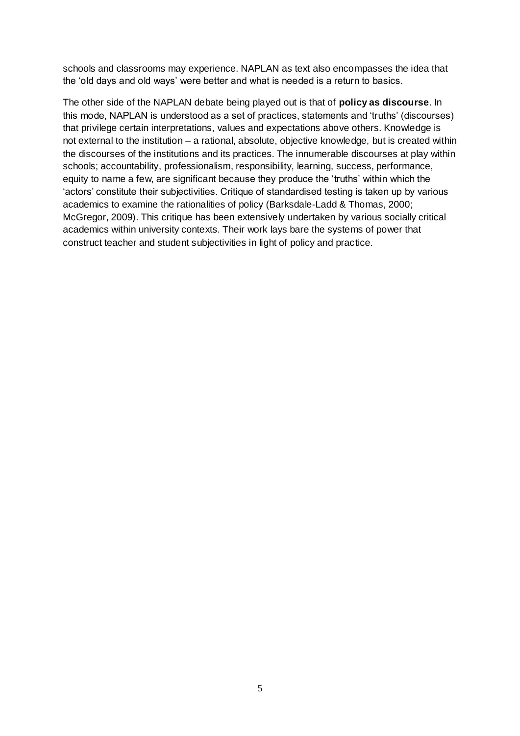schools and classrooms may experience. NAPLAN as text also encompasses the idea that the 'old days and old ways' were better and what is needed is a return to basics.

The other side of the NAPLAN debate being played out is that of **policy as discourse**. In this mode, NAPLAN is understood as a set of practices, statements and 'truths' (discourses) that privilege certain interpretations, values and expectations above others. Knowledge is not external to the institution – a rational, absolute, objective knowledge, but is created within the discourses of the institutions and its practices. The innumerable discourses at play within schools; accountability, professionalism, responsibility, learning, success, performance, equity to name a few, are significant because they produce the 'truths' within which the 'actors' constitute their subjectivities. Critique of standardised testing is taken up by various academics to examine the rationalities of policy (Barksdale-Ladd & Thomas, 2000; McGregor, 2009). This critique has been extensively undertaken by various socially critical academics within university contexts. Their work lays bare the systems of power that construct teacher and student subjectivities in light of policy and practice.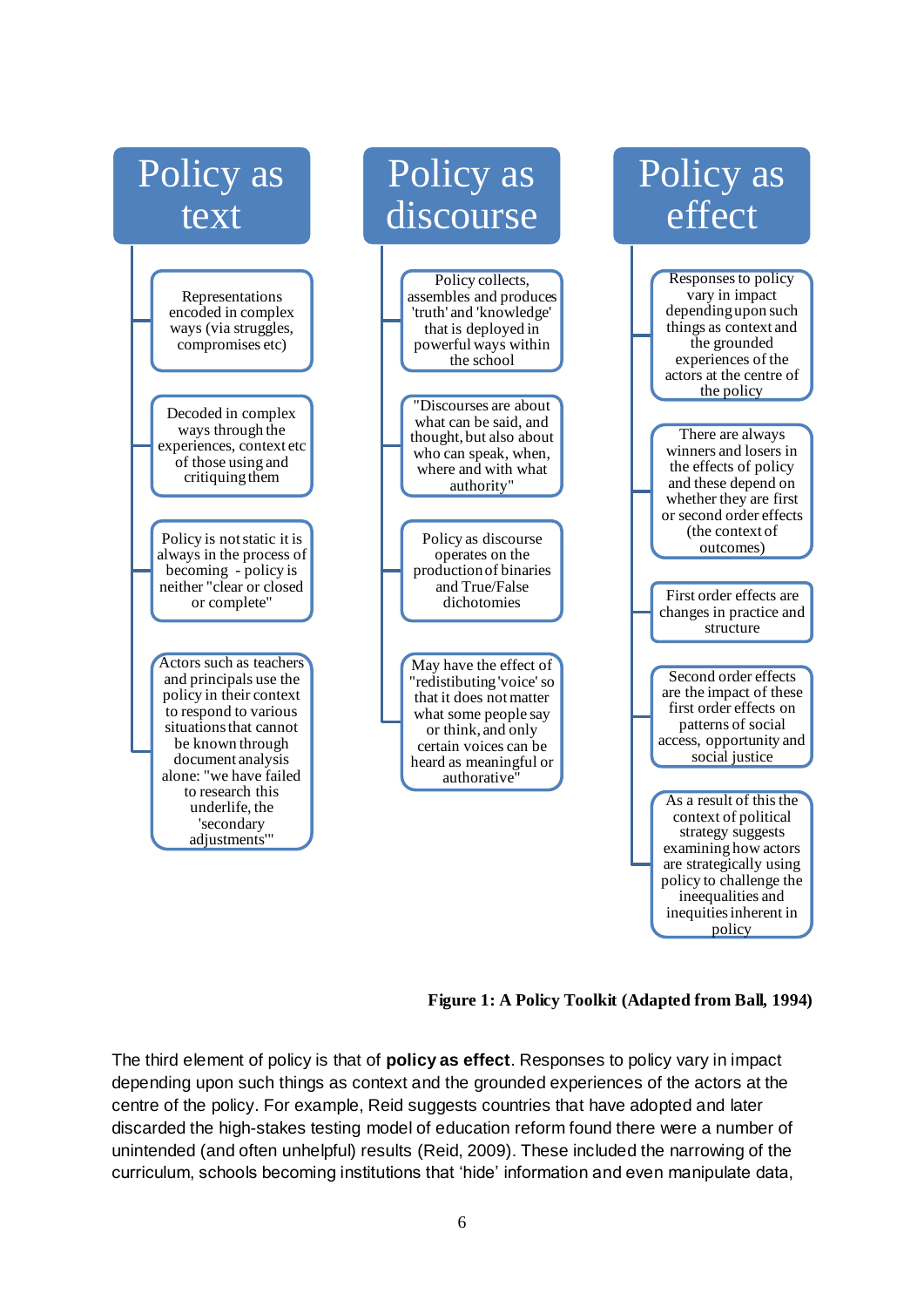**Policy as text**

- Representations encoded in complex ways (via struggles, compromises etc)
- Decoded in complex ways through the experiences, context etc of those using and critiquing them
- Policy is not static it is always in the process of becoming - policy is neither "clear or closed or complete"
- Actors such as teachers and principals use the policy in their context to respond to various situations that cannot be known through document analysis alone: "we have failed to research this underlife, the 'secondary adjustments'"

**Policy as discourse**

- Policy collects, assembles and produces 'truth' and 'knowledge' that is deployed in powerful ways within the school
- "Discourses are about what can be said, and thought, but also about who can speak, when, where and with what authority"
- Policy as discourse operates on the production of binaries and True/False dichotomies
- May have the effect of "redistributing 'voice' so that it does not matter what some people say or think, and only certain voices can be heard as meaningful or authorative"

**Policy as effect**

- Responses to policy vary in impact depending upon such things as context and the grounded experiences of the actors at the centre of the policy
- There are always winners and losers in the effects of policy and these depend on whether they are first or second order effects (the context of outcomes)
- First order effects are changes in practice and structure
- Second order effects are the impact of these first order effects on patterns of social access, opportunity and social justice
- As a result of this the context of political strategy suggests examining how actors are strategically using policy to challenge the ineequalities and inequities inherent in policy

**Figure 1: A Policy Toolkit (Adapted from Ball, 1994)**

The third element of policy is that of **policy as effect**. Responses to policy vary in impact depending upon such things as context and the grounded experiences of the actors at the centre of the policy. For example, Reid suggests countries that have adopted and later discarded the high-stakes testing model of education reform found there were a number of unintended (and often unhelpful) results (Reid, 2009). These included the narrowing of the curriculum, schools becoming institutions that 'hide' information and even manipulate data,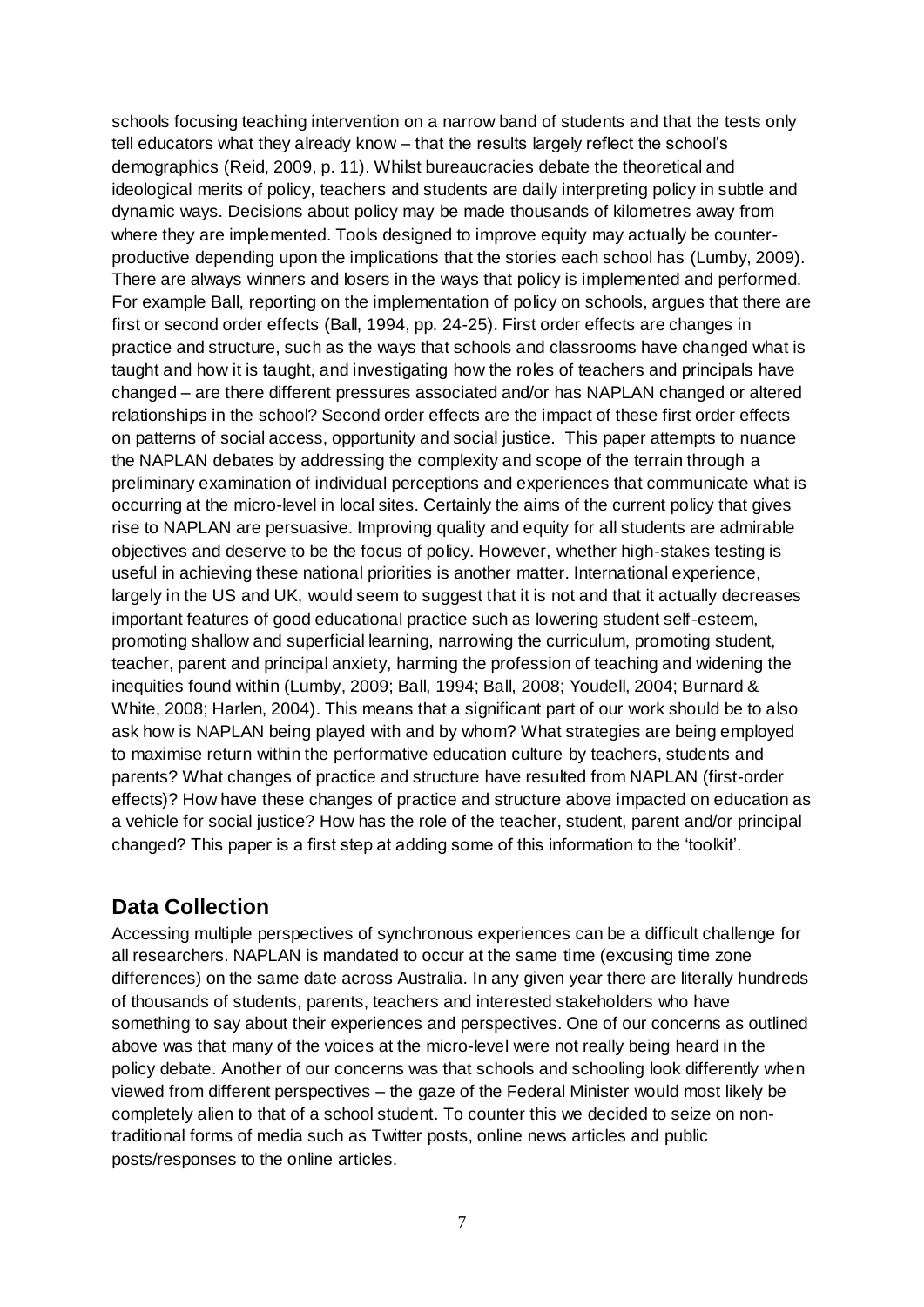schools focusing teaching intervention on a narrow band of students and that the tests only tell educators what they already know – that the results largely reflect the school's demographics (Reid, 2009, p. 11). Whilst bureaucracies debate the theoretical and ideological merits of policy, teachers and students are daily interpreting policy in subtle and dynamic ways. Decisions about policy may be made thousands of kilometres away from where they are implemented. Tools designed to improve equity may actually be counter-productive depending upon the implications that the stories each school has (Lumby, 2009). There are always winners and losers in the ways that policy is implemented and performed. For example Ball, reporting on the implementation of policy on schools, argues that there are first or second order effects (Ball, 1994, pp. 24-25). First order effects are changes in practice and structure, such as the ways that schools and classrooms have changed what is taught and how it is taught, and investigating how the roles of teachers and principals have changed – are there different pressures associated and/or has NAPLAN changed or altered relationships in the school? Second order effects are the impact of these first order effects on patterns of social access, opportunity and social justice. This paper attempts to nuance the NAPLAN debates by addressing the complexity and scope of the terrain through a preliminary examination of individual perceptions and experiences that communicate what is occurring at the micro-level in local sites. Certainly the aims of the current policy that gives rise to NAPLAN are persuasive. Improving quality and equity for all students are admirable objectives and deserve to be the focus of policy. However, whether high-stakes testing is useful in achieving these national priorities is another matter. International experience, largely in the US and UK, would seem to suggest that it is not and that it actually decreases important features of good educational practice such as lowering student self-esteem, promoting shallow and superficial learning, narrowing the curriculum, promoting student, teacher, parent and principal anxiety, harming the profession of teaching and widening the inequities found within (Lumby, 2009; Ball, 1994; Ball, 2008; Youdell, 2004; Burnard & White, 2008; Harlen, 2004). This means that a significant part of our work should be to also ask how is NAPLAN being played with and by whom? What strategies are being employed to maximise return within the performative education culture by teachers, students and parents? What changes of practice and structure have resulted from NAPLAN (first-order effects)? How have these changes of practice and structure above impacted on education as a vehicle for social justice? How has the role of the teacher, student, parent and/or principal changed? This paper is a first step at adding some of this information to the 'toolkit'.

## Data Collection

Accessing multiple perspectives of synchronous experiences can be a difficult challenge for all researchers. NAPLAN is mandated to occur at the same time (excusing time zone differences) on the same date across Australia. In any given year there are literally hundreds of thousands of students, parents, teachers and interested stakeholders who have something to say about their experiences and perspectives. One of our concerns as outlined above was that many of the voices at the micro-level were not really being heard in the policy debate. Another of our concerns was that schools and schooling look differently when viewed from different perspectives – the gaze of the Federal Minister would most likely be completely alien to that of a school student. To counter this we decided to seize on non-traditional forms of media such as Twitter posts, online news articles and public posts/responses to the online articles.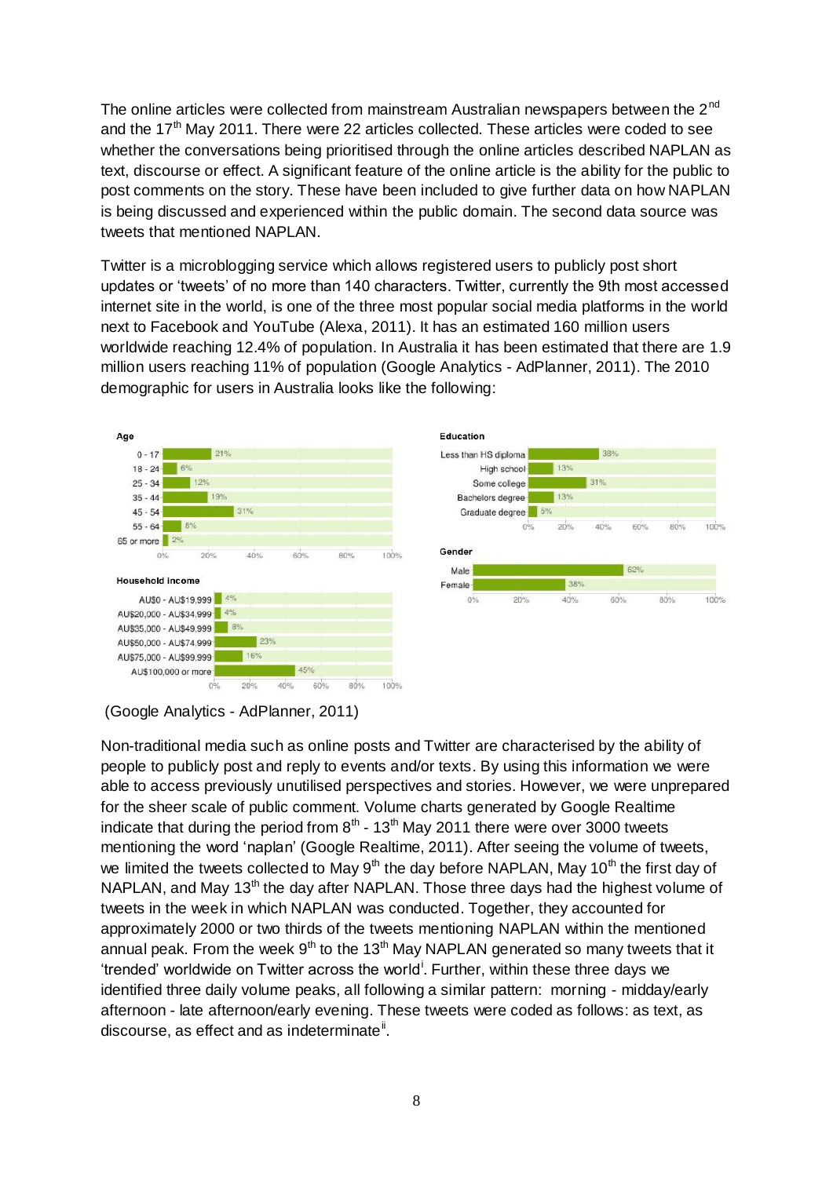The online articles were collected from mainstream Australian newspapers between the 2[nd] and the 17[th] May 2011. There were 22 articles collected. These articles were coded to see whether the conversations being prioritised through the online articles described NAPLAN as text, discourse or effect. A significant feature of the online article is the ability for the public to post comments on the story. These have been included to give further data on how NAPLAN is being discussed and experienced within the public domain. The second data source was tweets that mentioned NAPLAN.

Twitter is a microblogging service which allows registered users to publicly post short updates or 'tweets' of no more than 140 characters. Twitter, currently the 9th most accessed internet site in the world, is one of the three most popular social media platforms in the world next to Facebook and YouTube (Alexa, 2011). It has an estimated 160 million users worldwide reaching 12.4% of population. In Australia it has been estimated that there are 1.9 million users reaching 11% of population (Google Analytics - AdPlanner, 2011). The 2010 demographic for users in Australia looks like the following:

**Age**

| Age | % |
|---|---|
| 0 - 17 | 21% |
| 18 - 24 | 6% |
| 25 - 34 | 12% |
| 35 - 44 | 19% |
| 45 - 54 | 31% |
| 55 - 64 | 8% |
| 65 or more | 2% |

**Education**

| Education | % |
|---|---|
| Less than HS diploma | 38% |
| High school | 13% |
| Some college | 31% |
| Bachelors degree | 13% |
| Graduate degree | 5% |

**Gender**

| Gender | % |
|---|---|
| Male | 62% |
| Female | 38% |

**Household income**

| Household income | % |
|---|---|
| AU$0 - AU$19,999 | 4% |
| AU$20,000 - AU$34,999 | 4% |
| AU$35,000 - AU$49,999 | 8% |
| AU$50,000 - AU$74,999 | 23% |
| AU$75,000 - AU$99,999 | 16% |
| AU$100,000 or more | 45% |

(Google Analytics - AdPlanner, 2011)

Non-traditional media such as online posts and Twitter are characterised by the ability of people to publicly post and reply to events and/or texts. By using this information we were able to access previously unutilised perspectives and stories. However, we were unprepared for the sheer scale of public comment. Volume charts generated by Google Realtime indicate that during the period from 8[th] - 13[th] May 2011 there were over 3000 tweets mentioning the word 'naplan' (Google Realtime, 2011). After seeing the volume of tweets, we limited the tweets collected to May 9[th] the day before NAPLAN, May 10[th] the first day of NAPLAN, and May 13[th] the day after NAPLAN. Those three days had the highest volume of tweets in the week in which NAPLAN was conducted. Together, they accounted for approximately 2000 or two thirds of the tweets mentioning NAPLAN within the mentioned annual peak. From the week 9[th] to the 13[th] May NAPLAN generated so many tweets that it 'trended' worldwide on Twitter across the world[i]. Further, within these three days we identified three daily volume peaks, all following a similar pattern: morning - midday/early afternoon - late afternoon/early evening. These tweets were coded as follows: as text, as discourse, as effect and as indeterminate[ii].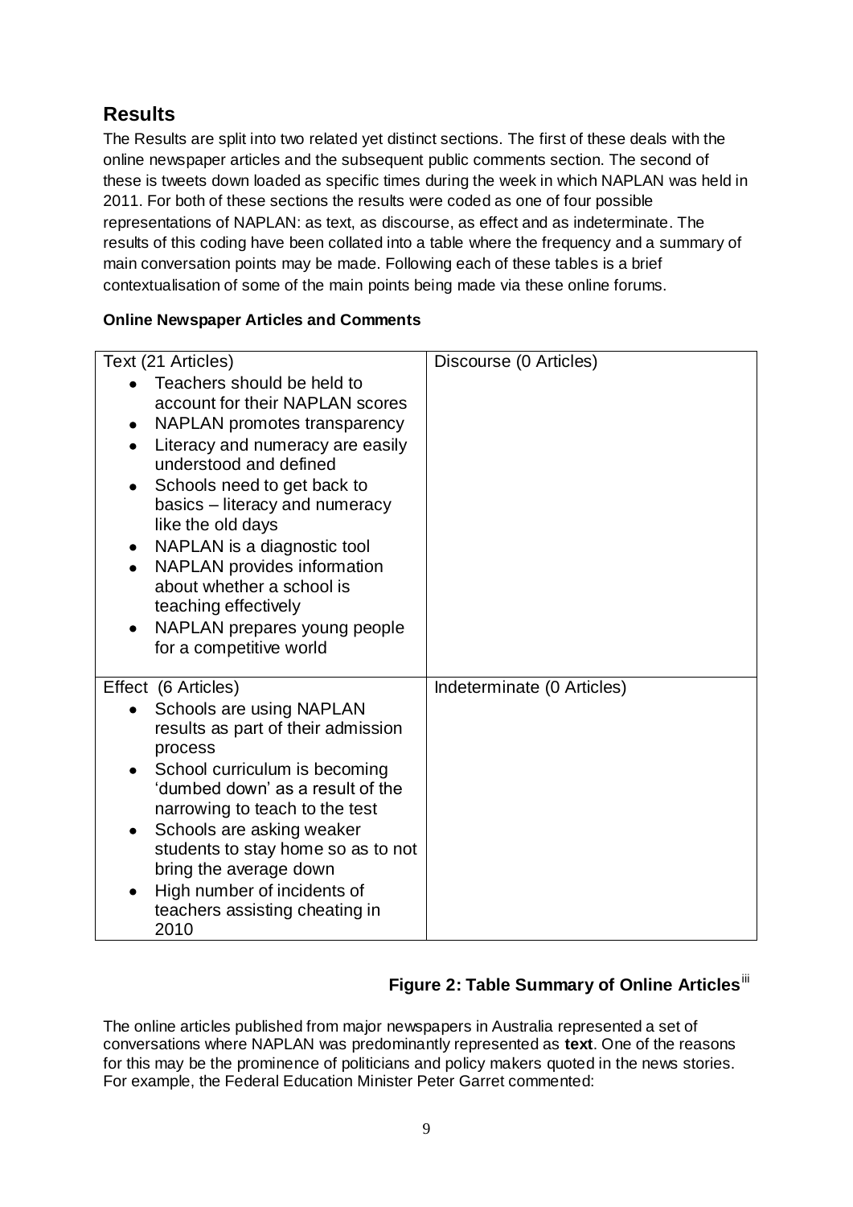## Results

The Results are split into two related yet distinct sections. The first of these deals with the online newspaper articles and the subsequent public comments section. The second of these is tweets down loaded as specific times during the week in which NAPLAN was held in 2011. For both of these sections the results were coded as one of four possible representations of NAPLAN: as text, as discourse, as effect and as indeterminate. The results of this coding have been collated into a table where the frequency and a summary of main conversation points may be made. Following each of these tables is a brief contextualisation of some of the main points being made via these online forums.

**Online Newspaper Articles and Comments**

| Text (21 Articles) | Discourse (0 Articles) |
|---|---|
| • Teachers should be held to account for their NAPLAN scores<br>• NAPLAN promotes transparency<br>• Literacy and numeracy are easily understood and defined<br>• Schools need to get back to basics – literacy and numeracy like the old days<br>• NAPLAN is a diagnostic tool<br>• NAPLAN provides information about whether a school is teaching effectively<br>• NAPLAN prepares young people for a competitive world | |
| **Effect (6 Articles)** | **Indeterminate (0 Articles)** |
| • Schools are using NAPLAN results as part of their admission process<br>• School curriculum is becoming 'dumbed down' as a result of the narrowing to teach to the test<br>• Schools are asking weaker students to stay home so as to not bring the average down<br>• High number of incidents of teachers assisting cheating in 2010 | |

**Figure 2: Table Summary of Online Articles**[iii]

The online articles published from major newspapers in Australia represented a set of conversations where NAPLAN was predominantly represented as **text**. One of the reasons for this may be the prominence of politicians and policy makers quoted in the news stories. For example, the Federal Education Minister Peter Garret commented: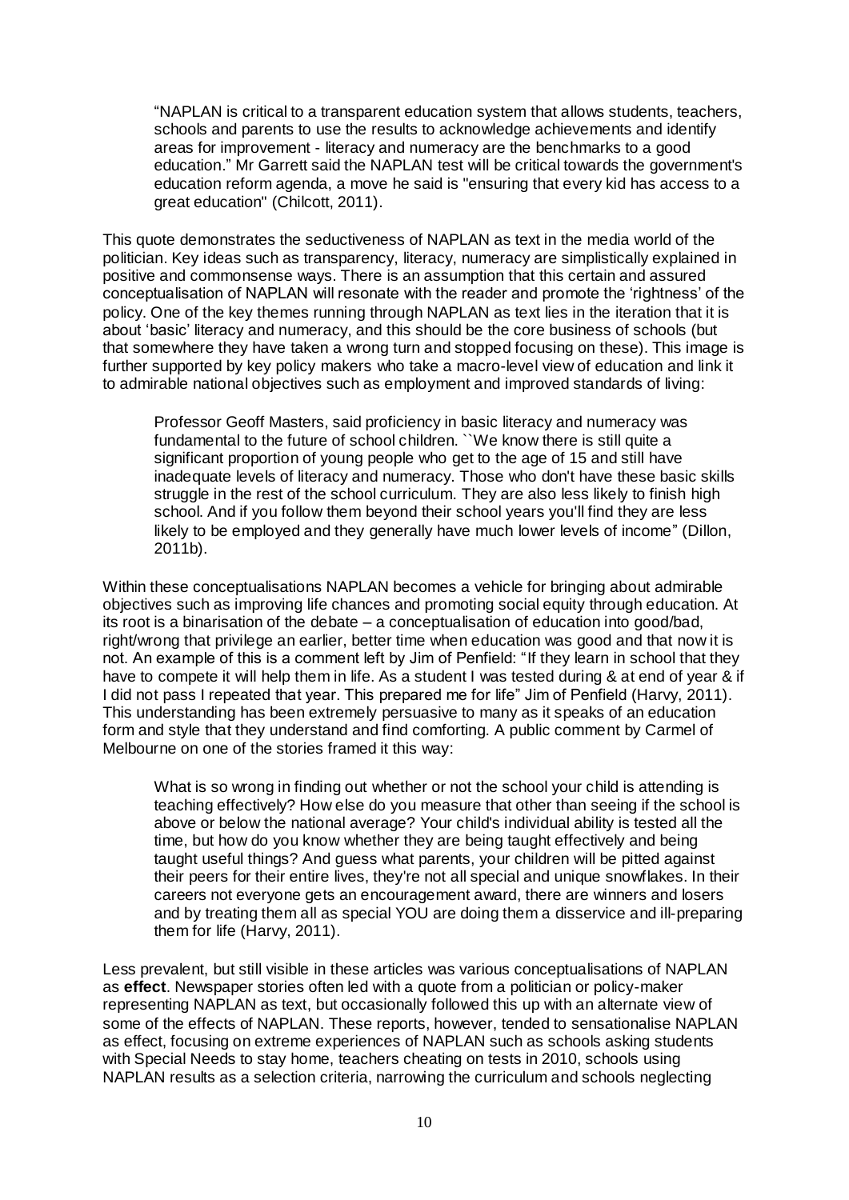> "NAPLAN is critical to a transparent education system that allows students, teachers, schools and parents to use the results to acknowledge achievements and identify areas for improvement - literacy and numeracy are the benchmarks to a good education." Mr Garrett said the NAPLAN test will be critical towards the government's education reform agenda, a move he said is "ensuring that every kid has access to a great education" (Chilcott, 2011).

This quote demonstrates the seductiveness of NAPLAN as text in the media world of the politician. Key ideas such as transparency, literacy, numeracy are simplistically explained in positive and commonsense ways. There is an assumption that this certain and assured conceptualisation of NAPLAN will resonate with the reader and promote the 'rightness' of the policy. One of the key themes running through NAPLAN as text lies in the iteration that it is about 'basic' literacy and numeracy, and this should be the core business of schools (but that somewhere they have taken a wrong turn and stopped focusing on these). This image is further supported by key policy makers who take a macro-level view of education and link it to admirable national objectives such as employment and improved standards of living:

> Professor Geoff Masters, said proficiency in basic literacy and numeracy was fundamental to the future of school children. ``We know there is still quite a significant proportion of young people who get to the age of 15 and still have inadequate levels of literacy and numeracy. Those who don't have these basic skills struggle in the rest of the school curriculum. They are also less likely to finish high school. And if you follow them beyond their school years you'll find they are less likely to be employed and they generally have much lower levels of income" (Dillon, 2011b).

Within these conceptualisations NAPLAN becomes a vehicle for bringing about admirable objectives such as improving life chances and promoting social equity through education. At its root is a binarisation of the debate – a conceptualisation of education into good/bad, right/wrong that privilege an earlier, better time when education was good and that now it is not. An example of this is a comment left by Jim of Penfield: "If they learn in school that they have to compete it will help them in life. As a student I was tested during & at end of year & if I did not pass I repeated that year. This prepared me for life" Jim of Penfield (Harvy, 2011). This understanding has been extremely persuasive to many as it speaks of an education form and style that they understand and find comforting. A public comment by Carmel of Melbourne on one of the stories framed it this way:

> What is so wrong in finding out whether or not the school your child is attending is teaching effectively? How else do you measure that other than seeing if the school is above or below the national average? Your child's individual ability is tested all the time, but how do you know whether they are being taught effectively and being taught useful things? And guess what parents, your children will be pitted against their peers for their entire lives, they're not all special and unique snowflakes. In their careers not everyone gets an encouragement award, there are winners and losers and by treating them all as special YOU are doing them a disservice and ill-preparing them for life (Harvy, 2011).

Less prevalent, but still visible in these articles was various conceptualisations of NAPLAN as **effect**. Newspaper stories often led with a quote from a politician or policy-maker representing NAPLAN as text, but occasionally followed this up with an alternate view of some of the effects of NAPLAN. These reports, however, tended to sensationalise NAPLAN as effect, focusing on extreme experiences of NAPLAN such as schools asking students with Special Needs to stay home, teachers cheating on tests in 2010, schools using NAPLAN results as a selection criteria, narrowing the curriculum and schools neglecting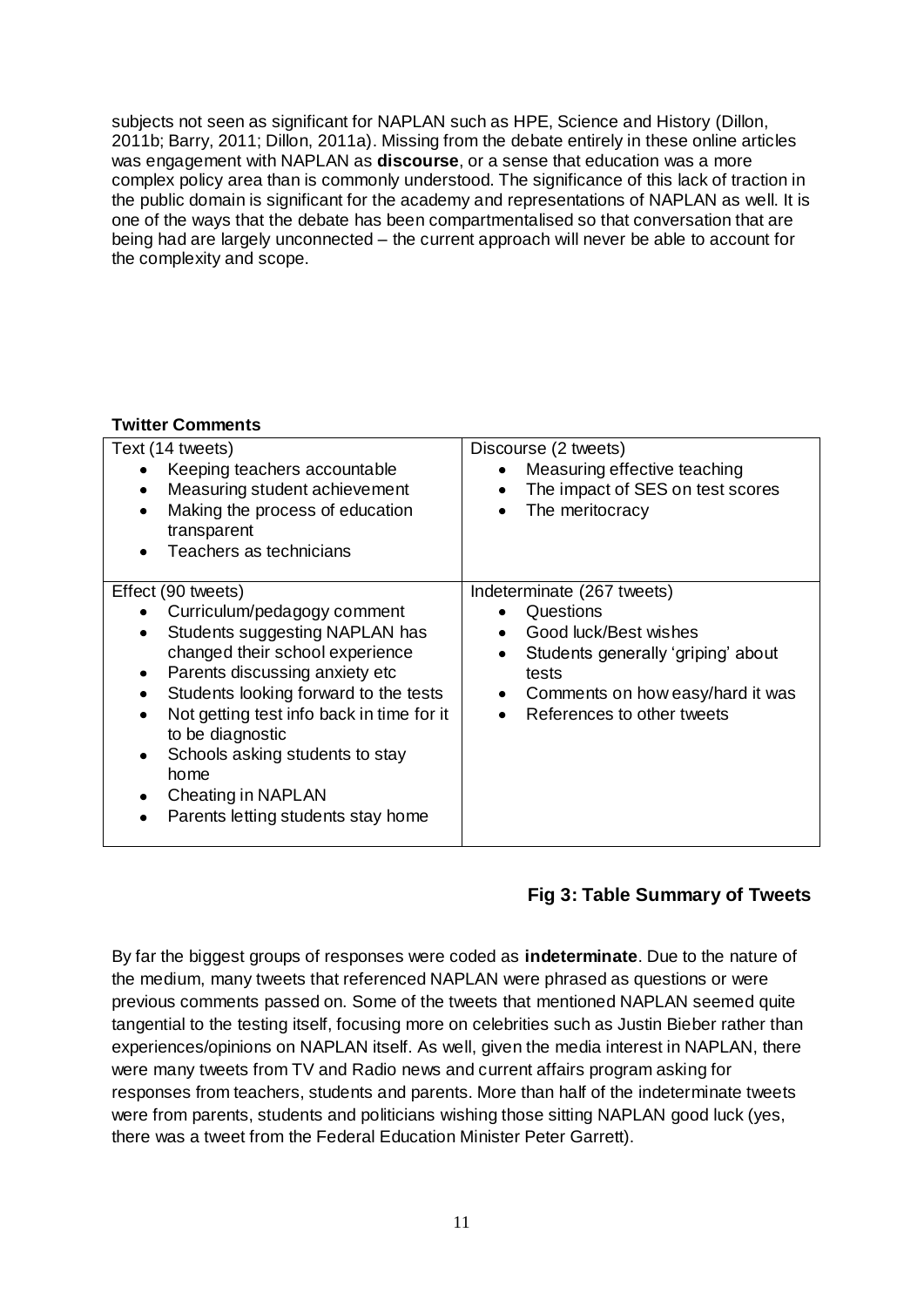subjects not seen as significant for NAPLAN such as HPE, Science and History (Dillon, 2011b; Barry, 2011; Dillon, 2011a). Missing from the debate entirely in these online articles was engagement with NAPLAN as **discourse**, or a sense that education was a more complex policy area than is commonly understood. The significance of this lack of traction in the public domain is significant for the academy and representations of NAPLAN as well. It is one of the ways that the debate has been compartmentalised so that conversation that are being had are largely unconnected – the current approach will never be able to account for the complexity and scope.

**Twitter Comments**

| Text (14 tweets) | Discourse (2 tweets) |
|---|---|
| • Keeping teachers accountable<br>• Measuring student achievement<br>• Making the process of education transparent<br>• Teachers as technicians | • Measuring effective teaching<br>• The impact of SES on test scores<br>• The meritocracy |
| **Effect (90 tweets)** | **Indeterminate (267 tweets)** |
| • Curriculum/pedagogy comment<br>• Students suggesting NAPLAN has changed their school experience<br>• Parents discussing anxiety etc<br>• Students looking forward to the tests<br>• Not getting test info back in time for it to be diagnostic<br>• Schools asking students to stay home<br>• Cheating in NAPLAN<br>• Parents letting students stay home | • Questions<br>• Good luck/Best wishes<br>• Students generally 'griping' about tests<br>• Comments on how easy/hard it was<br>• References to other tweets |

**Fig 3: Table Summary of Tweets**

By far the biggest groups of responses were coded as **indeterminate**. Due to the nature of the medium, many tweets that referenced NAPLAN were phrased as questions or were previous comments passed on. Some of the tweets that mentioned NAPLAN seemed quite tangential to the testing itself, focusing more on celebrities such as Justin Bieber rather than experiences/opinions on NAPLAN itself. As well, given the media interest in NAPLAN, there were many tweets from TV and Radio news and current affairs program asking for responses from teachers, students and parents. More than half of the indeterminate tweets were from parents, students and politicians wishing those sitting NAPLAN good luck (yes, there was a tweet from the Federal Education Minister Peter Garrett).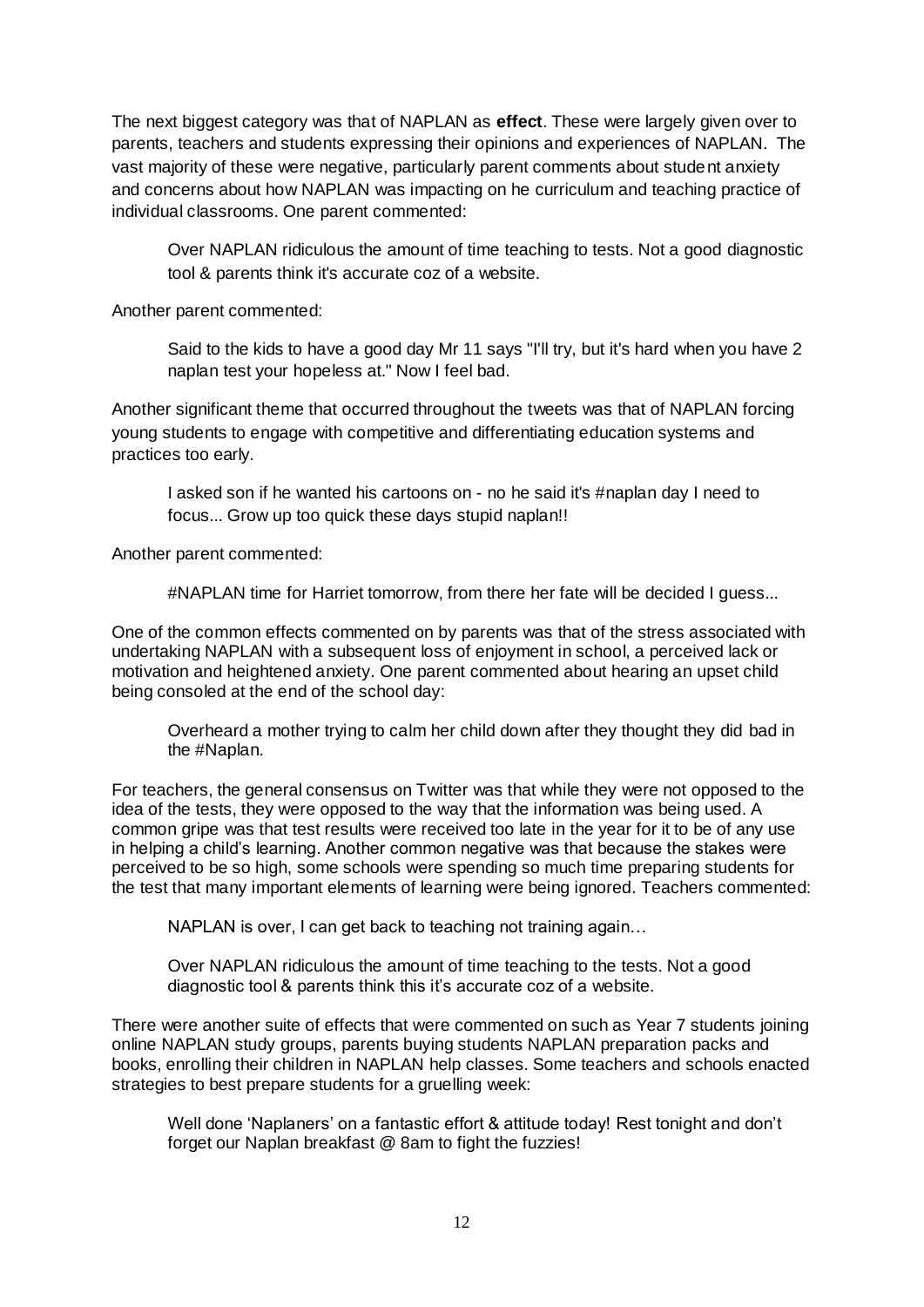The next biggest category was that of NAPLAN as **effect**. These were largely given over to parents, teachers and students expressing their opinions and experiences of NAPLAN. The vast majority of these were negative, particularly parent comments about student anxiety and concerns about how NAPLAN was impacting on he curriculum and teaching practice of individual classrooms. One parent commented:

> Over NAPLAN ridiculous the amount of time teaching to tests. Not a good diagnostic tool & parents think it's accurate coz of a website.

Another parent commented:

> Said to the kids to have a good day Mr 11 says "I'll try, but it's hard when you have 2 naplan test your hopeless at." Now I feel bad.

Another significant theme that occurred throughout the tweets was that of NAPLAN forcing young students to engage with competitive and differentiating education systems and practices too early.

> I asked son if he wanted his cartoons on - no he said it's #naplan day I need to focus... Grow up too quick these days stupid naplan!!

Another parent commented:

> #NAPLAN time for Harriet tomorrow, from there her fate will be decided I guess...

One of the common effects commented on by parents was that of the stress associated with undertaking NAPLAN with a subsequent loss of enjoyment in school, a perceived lack or motivation and heightened anxiety. One parent commented about hearing an upset child being consoled at the end of the school day:

> Overheard a mother trying to calm her child down after they thought they did bad in the #Naplan.

For teachers, the general consensus on Twitter was that while they were not opposed to the idea of the tests, they were opposed to the way that the information was being used. A common gripe was that test results were received too late in the year for it to be of any use in helping a child's learning. Another common negative was that because the stakes were perceived to be so high, some schools were spending so much time preparing students for the test that many important elements of learning were being ignored. Teachers commented:

> NAPLAN is over, I can get back to teaching not training again…
>
> Over NAPLAN ridiculous the amount of time teaching to the tests. Not a good diagnostic tool & parents think this it's accurate coz of a website.

There were another suite of effects that were commented on such as Year 7 students joining online NAPLAN study groups, parents buying students NAPLAN preparation packs and books, enrolling their children in NAPLAN help classes. Some teachers and schools enacted strategies to best prepare students for a gruelling week:

> Well done 'Naplaners' on a fantastic effort & attitude today! Rest tonight and don't forget our Naplan breakfast @ 8am to fight the fuzzies!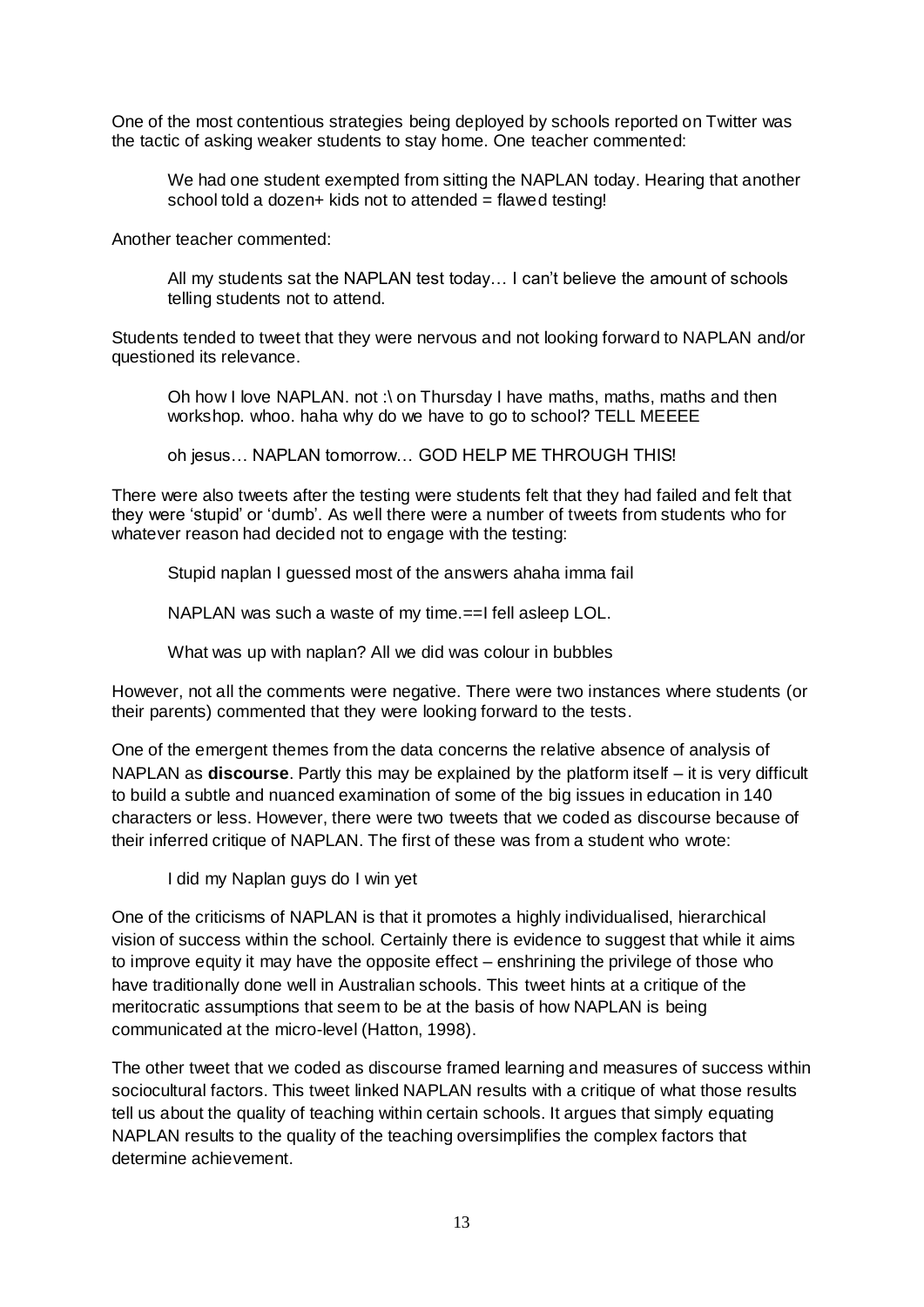One of the most contentious strategies being deployed by schools reported on Twitter was the tactic of asking weaker students to stay home. One teacher commented:

> We had one student exempted from sitting the NAPLAN today. Hearing that another school told a dozen+ kids not to attended = flawed testing!

Another teacher commented:

> All my students sat the NAPLAN test today… I can't believe the amount of schools telling students not to attend.

Students tended to tweet that they were nervous and not looking forward to NAPLAN and/or questioned its relevance.

> Oh how I love NAPLAN. not :\ on Thursday I have maths, maths, maths and then workshop. whoo. haha why do we have to go to school? TELL MEEEE

> oh jesus… NAPLAN tomorrow… GOD HELP ME THROUGH THIS!

There were also tweets after the testing were students felt that they had failed and felt that they were 'stupid' or 'dumb'. As well there were a number of tweets from students who for whatever reason had decided not to engage with the testing:

> Stupid naplan I guessed most of the answers ahaha imma fail

> NAPLAN was such a waste of my time.==I fell asleep LOL.

> What was up with naplan? All we did was colour in bubbles

However, not all the comments were negative. There were two instances where students (or their parents) commented that they were looking forward to the tests.

One of the emergent themes from the data concerns the relative absence of analysis of NAPLAN as **discourse**. Partly this may be explained by the platform itself – it is very difficult to build a subtle and nuanced examination of some of the big issues in education in 140 characters or less. However, there were two tweets that we coded as discourse because of their inferred critique of NAPLAN. The first of these was from a student who wrote:

> I did my Naplan guys do I win yet

One of the criticisms of NAPLAN is that it promotes a highly individualised, hierarchical vision of success within the school. Certainly there is evidence to suggest that while it aims to improve equity it may have the opposite effect – enshrining the privilege of those who have traditionally done well in Australian schools. This tweet hints at a critique of the meritocratic assumptions that seem to be at the basis of how NAPLAN is being communicated at the micro-level (Hatton, 1998).

The other tweet that we coded as discourse framed learning and measures of success within sociocultural factors. This tweet linked NAPLAN results with a critique of what those results tell us about the quality of teaching within certain schools. It argues that simply equating NAPLAN results to the quality of the teaching oversimplifies the complex factors that determine achievement.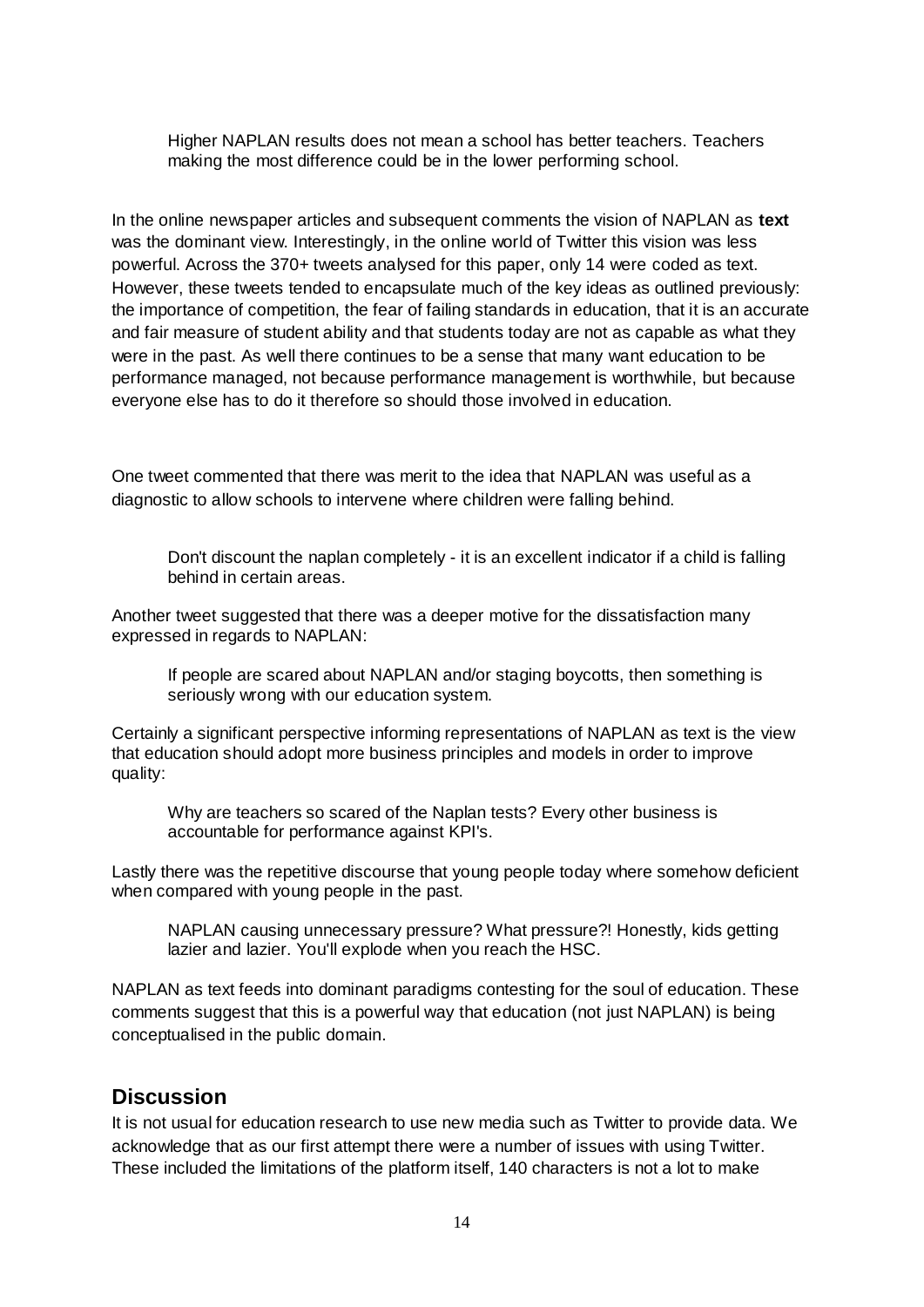> Higher NAPLAN results does not mean a school has better teachers. Teachers making the most difference could be in the lower performing school.

In the online newspaper articles and subsequent comments the vision of NAPLAN as **text** was the dominant view. Interestingly, in the online world of Twitter this vision was less powerful. Across the 370+ tweets analysed for this paper, only 14 were coded as text. However, these tweets tended to encapsulate much of the key ideas as outlined previously: the importance of competition, the fear of failing standards in education, that it is an accurate and fair measure of student ability and that students today are not as capable as what they were in the past. As well there continues to be a sense that many want education to be performance managed, not because performance management is worthwhile, but because everyone else has to do it therefore so should those involved in education.

One tweet commented that there was merit to the idea that NAPLAN was useful as a diagnostic to allow schools to intervene where children were falling behind.

> Don't discount the naplan completely - it is an excellent indicator if a child is falling behind in certain areas.

Another tweet suggested that there was a deeper motive for the dissatisfaction many expressed in regards to NAPLAN:

> If people are scared about NAPLAN and/or staging boycotts, then something is seriously wrong with our education system.

Certainly a significant perspective informing representations of NAPLAN as text is the view that education should adopt more business principles and models in order to improve quality:

> Why are teachers so scared of the Naplan tests? Every other business is accountable for performance against KPI's.

Lastly there was the repetitive discourse that young people today where somehow deficient when compared with young people in the past.

> NAPLAN causing unnecessary pressure? What pressure?! Honestly, kids getting lazier and lazier. You'll explode when you reach the HSC.

NAPLAN as text feeds into dominant paradigms contesting for the soul of education. These comments suggest that this is a powerful way that education (not just NAPLAN) is being conceptualised in the public domain.

## Discussion

It is not usual for education research to use new media such as Twitter to provide data. We acknowledge that as our first attempt there were a number of issues with using Twitter. These included the limitations of the platform itself, 140 characters is not a lot to make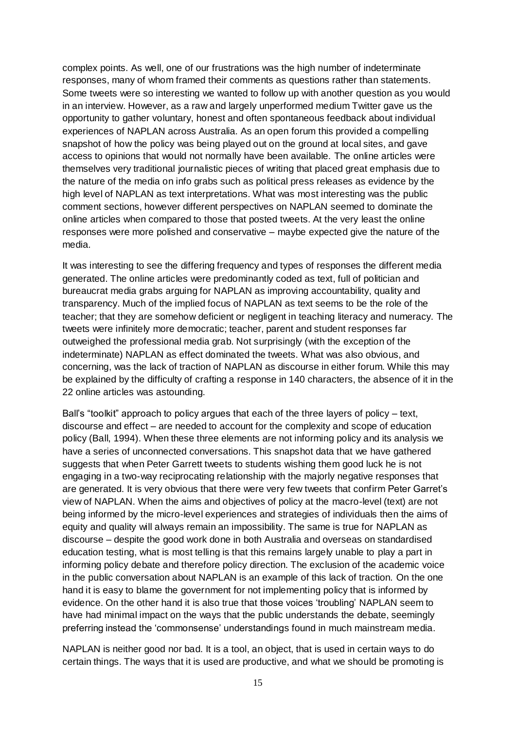complex points. As well, one of our frustrations was the high number of indeterminate responses, many of whom framed their comments as questions rather than statements. Some tweets were so interesting we wanted to follow up with another question as you would in an interview. However, as a raw and largely unperformed medium Twitter gave us the opportunity to gather voluntary, honest and often spontaneous feedback about individual experiences of NAPLAN across Australia. As an open forum this provided a compelling snapshot of how the policy was being played out on the ground at local sites, and gave access to opinions that would not normally have been available. The online articles were themselves very traditional journalistic pieces of writing that placed great emphasis due to the nature of the media on info grabs such as political press releases as evidence by the high level of NAPLAN as text interpretations. What was most interesting was the public comment sections, however different perspectives on NAPLAN seemed to dominate the online articles when compared to those that posted tweets. At the very least the online responses were more polished and conservative – maybe expected give the nature of the media.

It was interesting to see the differing frequency and types of responses the different media generated. The online articles were predominantly coded as text, full of politician and bureaucrat media grabs arguing for NAPLAN as improving accountability, quality and transparency. Much of the implied focus of NAPLAN as text seems to be the role of the teacher; that they are somehow deficient or negligent in teaching literacy and numeracy. The tweets were infinitely more democratic; teacher, parent and student responses far outweighed the professional media grab. Not surprisingly (with the exception of the indeterminate) NAPLAN as effect dominated the tweets. What was also obvious, and concerning, was the lack of traction of NAPLAN as discourse in either forum. While this may be explained by the difficulty of crafting a response in 140 characters, the absence of it in the 22 online articles was astounding.

Ball's "toolkit" approach to policy argues that each of the three layers of policy – text, discourse and effect – are needed to account for the complexity and scope of education policy (Ball, 1994). When these three elements are not informing policy and its analysis we have a series of unconnected conversations. This snapshot data that we have gathered suggests that when Peter Garrett tweets to students wishing them good luck he is not engaging in a two-way reciprocating relationship with the majorly negative responses that are generated. It is very obvious that there were very few tweets that confirm Peter Garret's view of NAPLAN. When the aims and objectives of policy at the macro-level (text) are not being informed by the micro-level experiences and strategies of individuals then the aims of equity and quality will always remain an impossibility. The same is true for NAPLAN as discourse – despite the good work done in both Australia and overseas on standardised education testing, what is most telling is that this remains largely unable to play a part in informing policy debate and therefore policy direction. The exclusion of the academic voice in the public conversation about NAPLAN is an example of this lack of traction. On the one hand it is easy to blame the government for not implementing policy that is informed by evidence. On the other hand it is also true that those voices 'troubling' NAPLAN seem to have had minimal impact on the ways that the public understands the debate, seemingly preferring instead the 'commonsense' understandings found in much mainstream media.

NAPLAN is neither good nor bad. It is a tool, an object, that is used in certain ways to do certain things. The ways that it is used are productive, and what we should be promoting is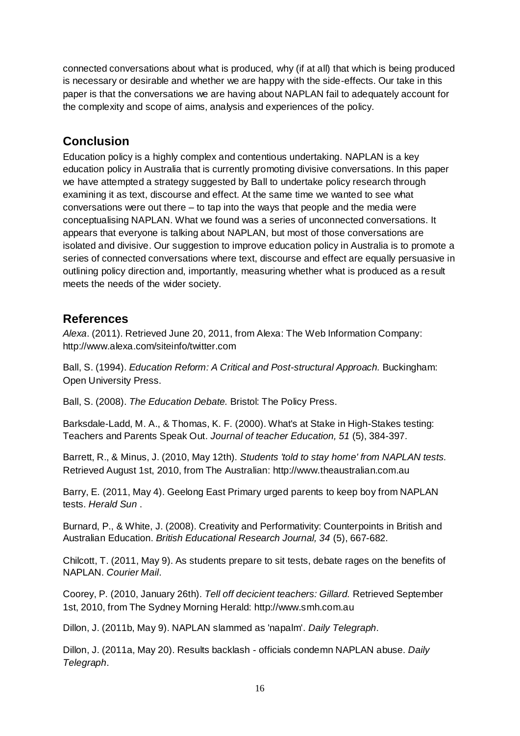connected conversations about what is produced, why (if at all) that which is being produced is necessary or desirable and whether we are happy with the side-effects. Our take in this paper is that the conversations we are having about NAPLAN fail to adequately account for the complexity and scope of aims, analysis and experiences of the policy.

## Conclusion

Education policy is a highly complex and contentious undertaking. NAPLAN is a key education policy in Australia that is currently promoting divisive conversations. In this paper we have attempted a strategy suggested by Ball to undertake policy research through examining it as text, discourse and effect. At the same time we wanted to see what conversations were out there – to tap into the ways that people and the media were conceptualising NAPLAN. What we found was a series of unconnected conversations. It appears that everyone is talking about NAPLAN, but most of those conversations are isolated and divisive. Our suggestion to improve education policy in Australia is to promote a series of connected conversations where text, discourse and effect are equally persuasive in outlining policy direction and, importantly, measuring whether what is produced as a result meets the needs of the wider society.

## References

*Alexa*. (2011). Retrieved June 20, 2011, from Alexa: The Web Information Company: http://www.alexa.com/siteinfo/twitter.com

Ball, S. (1994). *Education Reform: A Critical and Post-structural Approach.* Buckingham: Open University Press.

Ball, S. (2008). *The Education Debate.* Bristol: The Policy Press.

Barksdale-Ladd, M. A., & Thomas, K. F. (2000). What's at Stake in High-Stakes testing: Teachers and Parents Speak Out. *Journal of teacher Education, 51* (5), 384-397.

Barrett, R., & Minus, J. (2010, May 12th). *Students 'told to stay home' from NAPLAN tests.* Retrieved August 1st, 2010, from The Australian: http://www.theaustralian.com.au

Barry, E. (2011, May 4). Geelong East Primary urged parents to keep boy from NAPLAN tests. *Herald Sun* .

Burnard, P., & White, J. (2008). Creativity and Performativity: Counterpoints in British and Australian Education. *British Educational Research Journal, 34* (5), 667-682.

Chilcott, T. (2011, May 9). As students prepare to sit tests, debate rages on the benefits of NAPLAN. *Courier Mail*.

Coorey, P. (2010, January 26th). *Tell off decicient teachers: Gillard.* Retrieved September 1st, 2010, from The Sydney Morning Herald: http://www.smh.com.au

Dillon, J. (2011b, May 9). NAPLAN slammed as 'napalm'. *Daily Telegraph*.

Dillon, J. (2011a, May 20). Results backlash - officials condemn NAPLAN abuse. *Daily Telegraph*.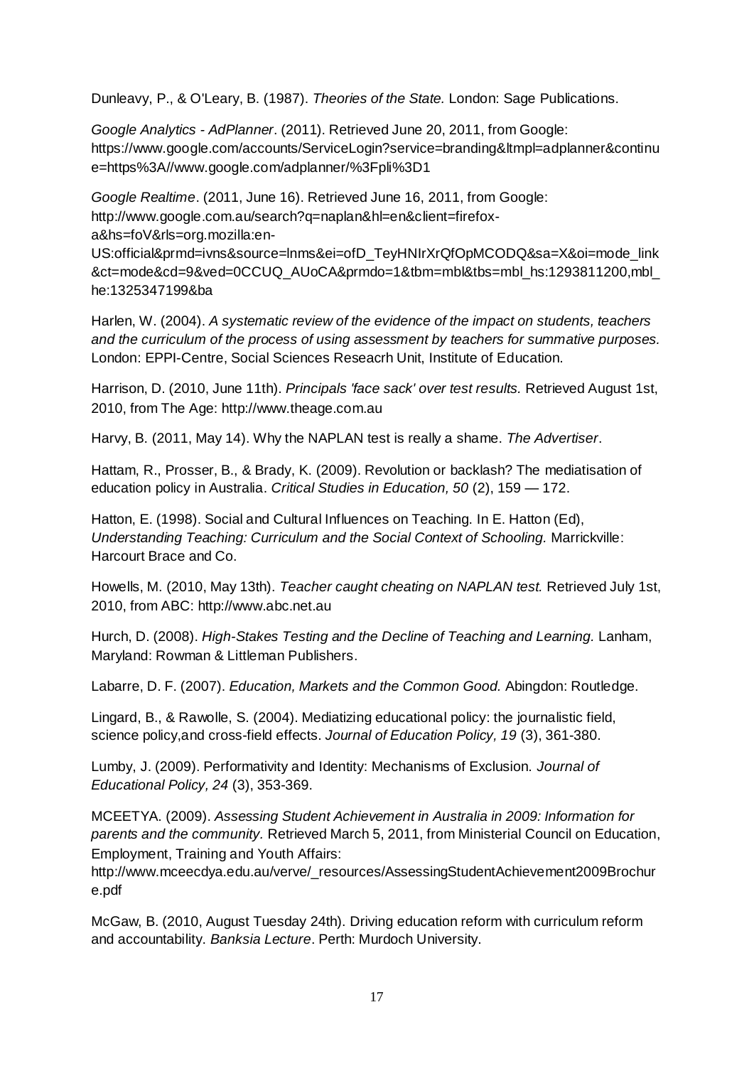Dunleavy, P., & O'Leary, B. (1987). *Theories of the State.* London: Sage Publications.

*Google Analytics - AdPlanner*. (2011). Retrieved June 20, 2011, from Google: https://www.google.com/accounts/ServiceLogin?service=branding&ltmpl=adplanner&continue=https%3A//www.google.com/adplanner/%3Fpli%3D1

*Google Realtime*. (2011, June 16). Retrieved June 16, 2011, from Google: http://www.google.com.au/search?q=naplan&hl=en&client=firefox-a&hs=foV&rls=org.mozilla:en-US:official&prmd=ivns&source=lnms&ei=ofD_TeyHNIrXrQfOpMCODQ&sa=X&oi=mode_link&ct=mode&cd=9&ved=0CCUQ_AUoCA&prmdo=1&tbm=mbl&tbs=mbl_hs:1293811200,mbl_he:1325347199&ba

Harlen, W. (2004). *A systematic review of the evidence of the impact on students, teachers and the curriculum of the process of using assessment by teachers for summative purposes.* London: EPPI-Centre, Social Sciences Reseacrh Unit, Institute of Education.

Harrison, D. (2010, June 11th). *Principals 'face sack' over test results.* Retrieved August 1st, 2010, from The Age: http://www.theage.com.au

Harvy, B. (2011, May 14). Why the NAPLAN test is really a shame. *The Advertiser*.

Hattam, R., Prosser, B., & Brady, K. (2009). Revolution or backlash? The mediatisation of education policy in Australia. *Critical Studies in Education, 50* (2), 159 — 172.

Hatton, E. (1998). Social and Cultural Influences on Teaching. In E. Hatton (Ed), *Understanding Teaching: Curriculum and the Social Context of Schooling.* Marrickville: Harcourt Brace and Co.

Howells, M. (2010, May 13th). *Teacher caught cheating on NAPLAN test.* Retrieved July 1st, 2010, from ABC: http://www.abc.net.au

Hurch, D. (2008). *High-Stakes Testing and the Decline of Teaching and Learning.* Lanham, Maryland: Rowman & Littleman Publishers.

Labarre, D. F. (2007). *Education, Markets and the Common Good.* Abingdon: Routledge.

Lingard, B., & Rawolle, S. (2004). Mediatizing educational policy: the journalistic field, science policy,and cross-field effects. *Journal of Education Policy, 19* (3), 361-380.

Lumby, J. (2009). Performativity and Identity: Mechanisms of Exclusion. *Journal of Educational Policy, 24* (3), 353-369.

MCEETYA. (2009). *Assessing Student Achievement in Australia in 2009: Information for parents and the community.* Retrieved March 5, 2011, from Ministerial Council on Education, Employment, Training and Youth Affairs: http://www.mceecdya.edu.au/verve/_resources/AssessingStudentAchievement2009Brochure.pdf

McGaw, B. (2010, August Tuesday 24th). Driving education reform with curriculum reform and accountability. *Banksia Lecture*. Perth: Murdoch University.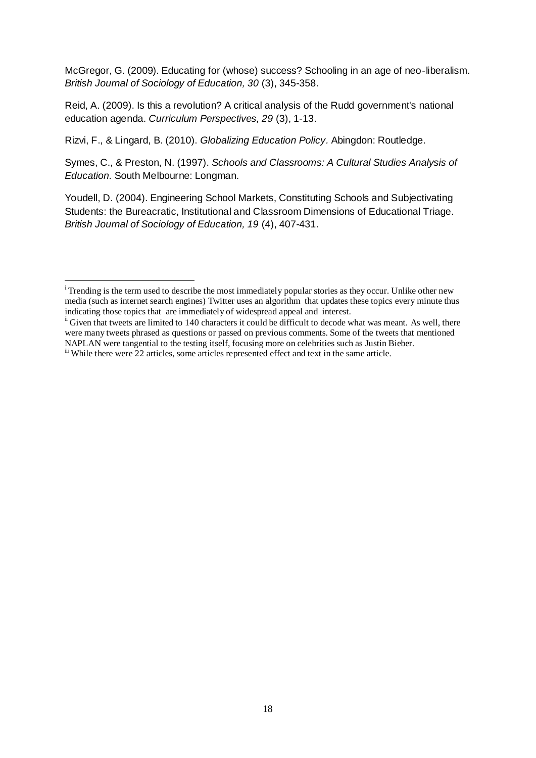McGregor, G. (2009). Educating for (whose) success? Schooling in an age of neo-liberalism. *British Journal of Sociology of Education, 30* (3), 345-358.

Reid, A. (2009). Is this a revolution? A critical analysis of the Rudd government's national education agenda. *Curriculum Perspectives, 29* (3), 1-13.

Rizvi, F., & Lingard, B. (2010). *Globalizing Education Policy*. Abingdon: Routledge.

Symes, C., & Preston, N. (1997). *Schools and Classrooms: A Cultural Studies Analysis of Education.* South Melbourne: Longman.

Youdell, D. (2004). Engineering School Markets, Constituting Schools and Subjectivating Students: the Bureacratic, Institutional and Classroom Dimensions of Educational Triage. *British Journal of Sociology of Education, 19* (4), 407-431.

---

[i] Trending is the term used to describe the most immediately popular stories as they occur. Unlike other new media (such as internet search engines) Twitter uses an algorithm that updates these topics every minute thus indicating those topics that are immediately of widespread appeal and interest.

[ii] Given that tweets are limited to 140 characters it could be difficult to decode what was meant. As well, there were many tweets phrased as questions or passed on previous comments. Some of the tweets that mentioned NAPLAN were tangential to the testing itself, focusing more on celebrities such as Justin Bieber.

[iii] While there were 22 articles, some articles represented effect and text in the same article.